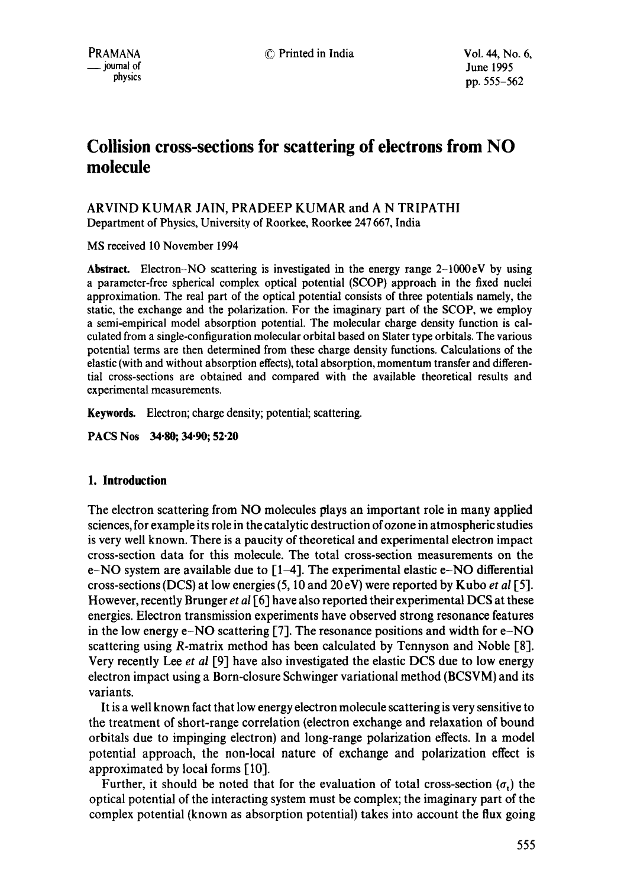# Collision cross-sections for scattering of electrons from NO molecule

ARVIND KUMAR JAIN, PRADEEP KUMAR and A N TRIPATHI
Department of Physics, University of Roorkee, Roorkee 247 667, India

MS received 10 November 1994

**Abstract.** Electron–NO scattering is investigated in the energy range 2–1000 eV by using a parameter-free spherical complex optical potential (SCOP) approach in the fixed nuclei approximation. The real part of the optical potential consists of three potentials namely, the static, the exchange and the polarization. For the imaginary part of the SCOP, we employ a semi-empirical model absorption potential. The molecular charge density function is calculated from a single-configuration molecular orbital based on Slater type orbitals. The various potential terms are then determined from these charge density functions. Calculations of the elastic (with and without absorption effects), total absorption, momentum transfer and differential cross-sections are obtained and compared with the available theoretical results and experimental measurements.

**Keywords.** Electron; charge density; potential; scattering.

**PACS Nos** 34·80; 34·90; 52·20

## 1. Introduction

The electron scattering from NO molecules plays an important role in many applied sciences, for example its role in the catalytic destruction of ozone in atmospheric studies is very well known. There is a paucity of theoretical and experimental electron impact cross-section data for this molecule. The total cross-section measurements on the e–NO system are available due to [1–4]. The experimental elastic e–NO differential cross-sections (DCS) at low energies (5, 10 and 20 eV) were reported by Kubo *et al* [5]. However, recently Brunger *et al* [6] have also reported their experimental DCS at these energies. Electron transmission experiments have observed strong resonance features in the low energy e–NO scattering [7]. The resonance positions and width for e–NO scattering using *R*-matrix method has been calculated by Tennyson and Noble [8]. Very recently Lee *et al* [9] have also investigated the elastic DCS due to low energy electron impact using a Born-closure Schwinger variational method (BCSVM) and its variants.

It is a well known fact that low energy electron molecule scattering is very sensitive to the treatment of short-range correlation (electron exchange and relaxation of bound orbitals due to impinging electron) and long-range polarization effects. In a model potential approach, the non-local nature of exchange and polarization effect is approximated by local forms [10].

Further, it should be noted that for the evaluation of total cross-section ($\sigma_t$) the optical potential of the interacting system must be complex; the imaginary part of the complex potential (known as absorption potential) takes into account the flux going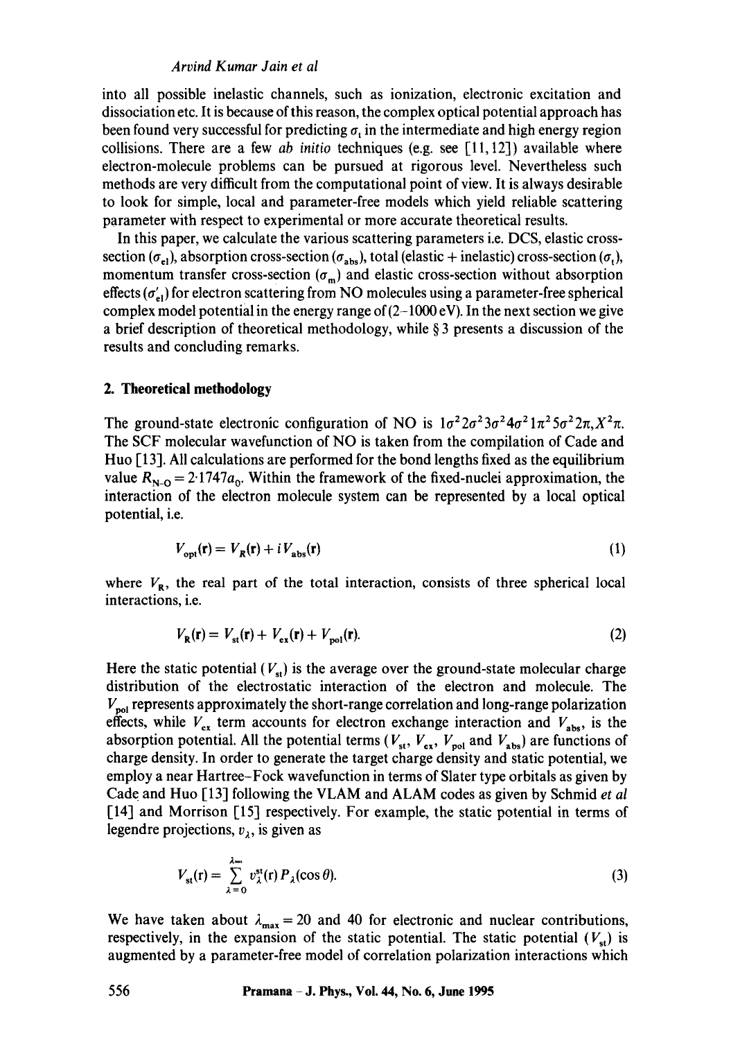into all possible inelastic channels, such as ionization, electronic excitation and dissociation etc. It is because of this reason, the complex optical potential approach has been found very successful for predicting $\sigma_t$ in the intermediate and high energy region collisions. There are a few *ab initio* techniques (e.g. see [11, 12]) available where electron-molecule problems can be pursued at rigorous level. Nevertheless such methods are very difficult from the computational point of view. It is always desirable to look for simple, local and parameter-free models which yield reliable scattering parameter with respect to experimental or more accurate theoretical results.

In this paper, we calculate the various scattering parameters i.e. DCS, elastic cross-section ($\sigma_{el}$), absorption cross-section ($\sigma_{abs}$), total (elastic + inelastic) cross-section ($\sigma_t$), momentum transfer cross-section ($\sigma_m$) and elastic cross-section without absorption effects ($\sigma'_{el}$) for electron scattering from NO molecules using a parameter-free spherical complex model potential in the energy range of (2–1000 eV). In the next section we give a brief description of theoretical methodology, while § 3 presents a discussion of the results and concluding remarks.

## 2. Theoretical methodology

The ground-state electronic configuration of NO is $1\sigma^2 2\sigma^2 3\sigma^2 4\sigma^2 1\pi^2 5\sigma^2 2\pi, X^2\pi$. The SCF molecular wavefunction of NO is taken from the compilation of Cade and Huo [13]. All calculations are performed for the bond lengths fixed as the equilibrium value $R_{N-O} = 2{\cdot}1747 a_0$. Within the framework of the fixed-nuclei approximation, the interaction of the electron molecule system can be represented by a local optical potential, i.e.

$$V_{opt}(\mathbf{r}) = V_R(\mathbf{r}) + iV_{abs}(\mathbf{r}) \tag{1}$$

where $V_R$, the real part of the total interaction, consists of three spherical local interactions, i.e.

$$V_R(\mathbf{r}) = V_{st}(\mathbf{r}) + V_{ex}(\mathbf{r}) + V_{pol}(\mathbf{r}). \tag{2}$$

Here the static potential ($V_{st}$) is the average over the ground-state molecular charge distribution of the electrostatic interaction of the electron and molecule. The $V_{pol}$ represents approximately the short-range correlation and long-range polarization effects, while $V_{ex}$ term accounts for electron exchange interaction and $V_{abs}$, is the absorption potential. All the potential terms ($V_{st}$, $V_{ex}$, $V_{pol}$ and $V_{abs}$) are functions of charge density. In order to generate the target charge density and static potential, we employ a near Hartree–Fock wavefunction in terms of Slater type orbitals as given by Cade and Huo [13] following the VLAM and ALAM codes as given by Schmid *et al* [14] and Morrison [15] respectively. For example, the static potential in terms of legendre projections, $v_\lambda$, is given as

$$V_{st}(\mathbf{r}) = \sum_{\lambda=0}^{\lambda_{max}} v_\lambda^{st}(r) P_\lambda(\cos\theta). \tag{3}$$

We have taken about $\lambda_{max} = 20$ and 40 for electronic and nuclear contributions, respectively, in the expansion of the static potential. The static potential ($V_{st}$) is augmented by a parameter-free model of correlation polarization interactions which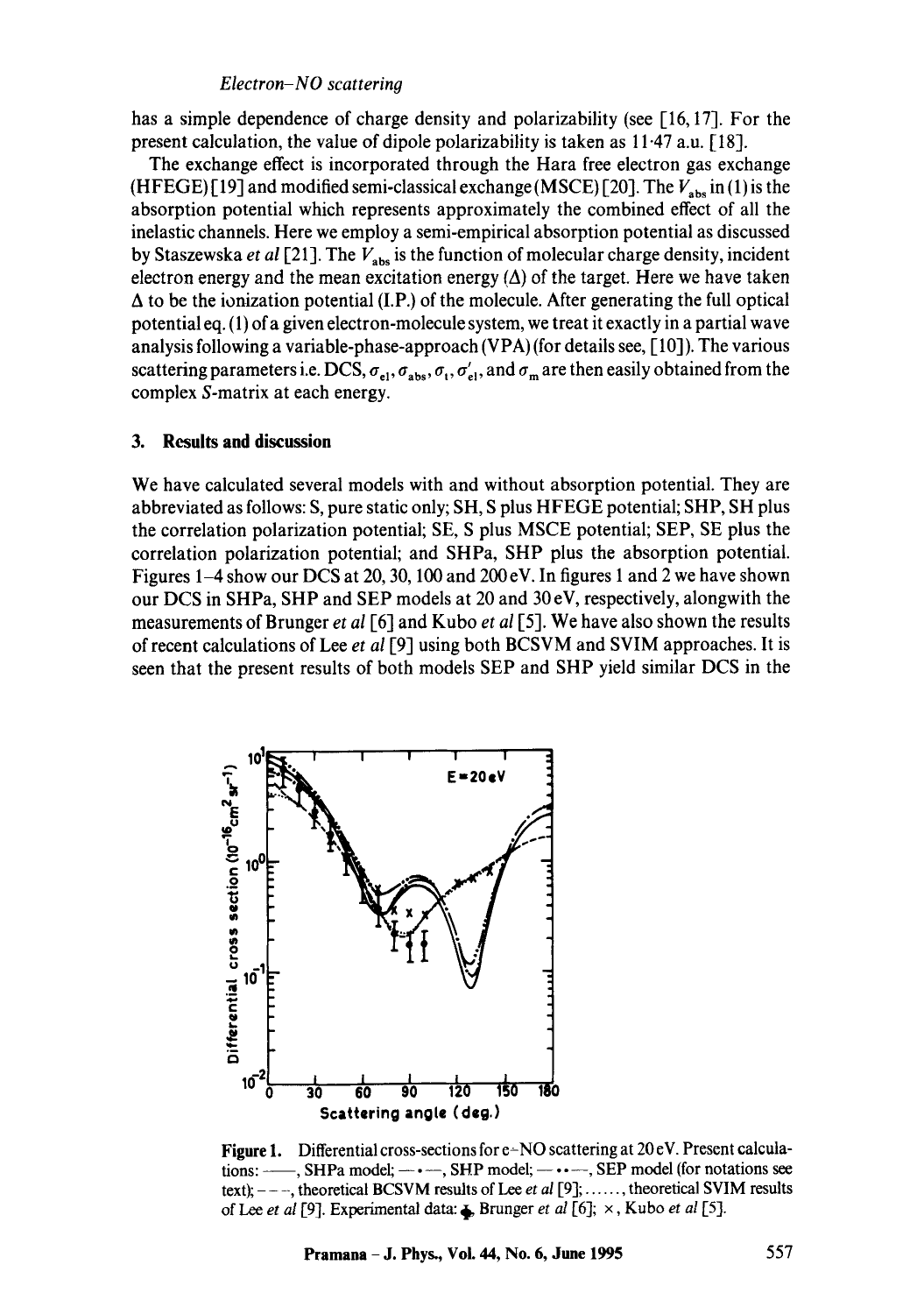has a simple dependence of charge density and polarizability (see [16, 17]. For the present calculation, the value of dipole polarizability is taken as 11·47 a.u. [18].

The exchange effect is incorporated through the Hara free electron gas exchange (HFEGE) [19] and modified semi-classical exchange (MSCE) [20]. The $V_{abs}$ in (1) is the absorption potential which represents approximately the combined effect of all the inelastic channels. Here we employ a semi-empirical absorption potential as discussed by Staszewska *et al* [21]. The $V_{abs}$ is the function of molecular charge density, incident electron energy and the mean excitation energy ($\Delta$) of the target. Here we have taken $\Delta$ to be the ionization potential (I.P.) of the molecule. After generating the full optical potential eq. (1) of a given electron-molecule system, we treat it exactly in a partial wave analysis following a variable-phase-approach (VPA) (for details see, [10]). The various scattering parameters i.e. DCS, $\sigma_{el}$, $\sigma_{abs}$, $\sigma_t$, $\sigma'_{el}$, and $\sigma_m$ are then easily obtained from the complex *S*-matrix at each energy.

## 3. Results and discussion

We have calculated several models with and without absorption potential. They are abbreviated as follows: S, pure static only; SH, S plus HFEGE potential; SHP, SH plus the correlation polarization potential; SE, S plus MSCE potential; SEP, SE plus the correlation polarization potential; and SHPa, SHP plus the absorption potential. Figures 1–4 show our DCS at 20, 30, 100 and 200 eV. In figures 1 and 2 we have shown our DCS in SHPa, SHP and SEP models at 20 and 30 eV, respectively, alongwith the measurements of Brunger *et al* [6] and Kubo *et al* [5]. We have also shown the results of recent calculations of Lee *et al* [9] using both BCSVM and SVIM approaches. It is seen that the present results of both models SEP and SHP yield similar DCS in the

**Figure 1.** Differential cross-sections for e–NO scattering at 20 eV. Present calculations: ——, SHPa model; —·—, SHP model; —··—, SEP model (for notations see text); – – –, theoretical BCSVM results of Lee *et al* [9]; ……, theoretical SVIM results of Lee *et al* [9]. Experimental data: ♦, Brunger *et al* [6]; ×, Kubo *et al* [5].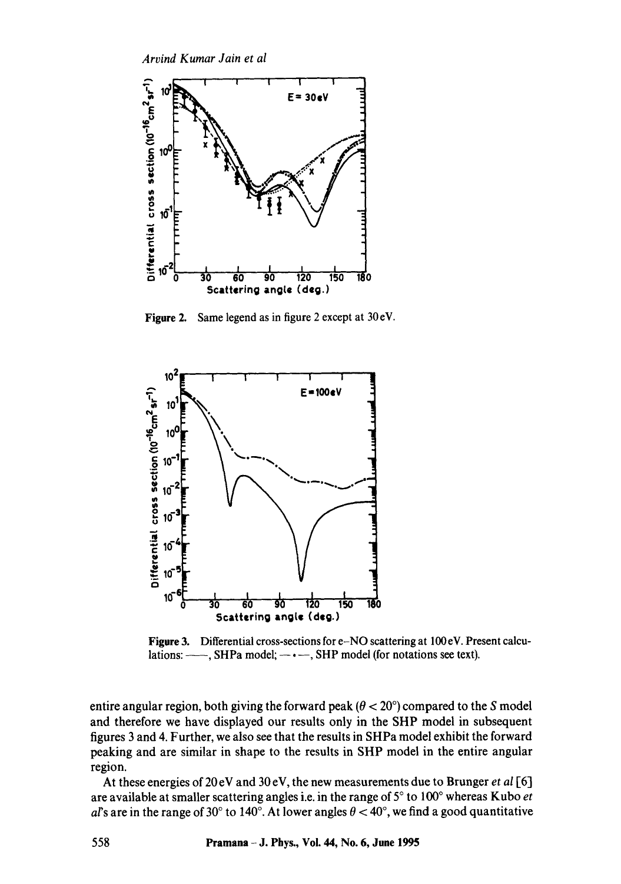Figure 2. Same legend as in figure 2 except at 30 eV.

Figure 3. Differential cross-sections for e–NO scattering at 100 eV. Present calculations: ——, SHPa model; —•—, SHP model (for notations see text).

entire angular region, both giving the forward peak ($\theta < 20°$) compared to the $S$ model and therefore we have displayed our results only in the SHP model in subsequent figures 3 and 4. Further, we also see that the results in SHPa model exhibit the forward peaking and are similar in shape to the results in SHP model in the entire angular region.

At these energies of 20 eV and 30 eV, the new measurements due to Brunger *et al* [6] are available at smaller scattering angles i.e. in the range of 5° to 100° whereas Kubo *et al*'s are in the range of 30° to 140°. At lower angles $\theta < 40°$, we find a good quantitative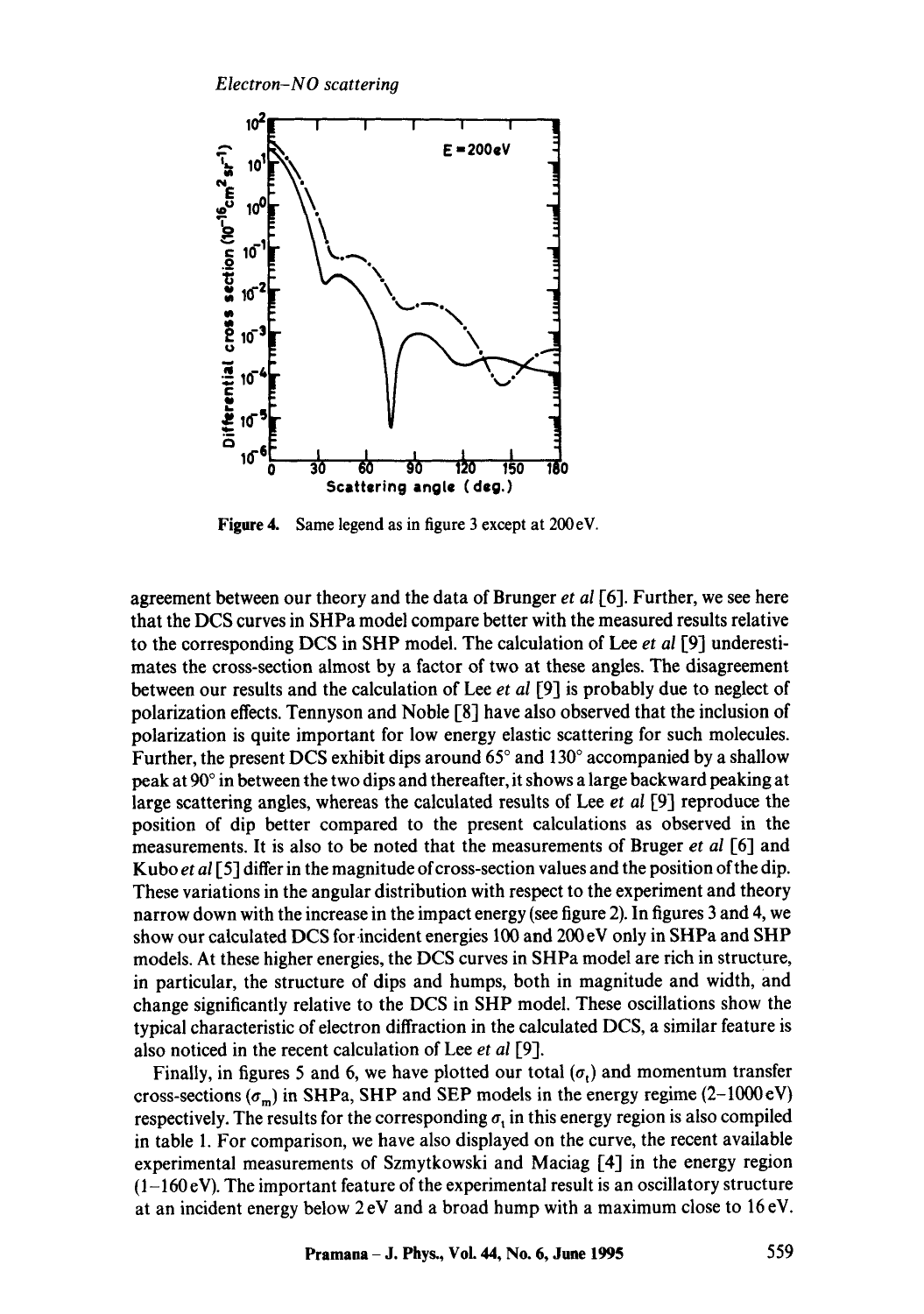Figure 4. Same legend as in figure 3 except at 200 eV.

agreement between our theory and the data of Brunger *et al* [6]. Further, we see here that the DCS curves in SHPa model compare better with the measured results relative to the corresponding DCS in SHP model. The calculation of Lee *et al* [9] underestimates the cross-section almost by a factor of two at these angles. The disagreement between our results and the calculation of Lee *et al* [9] is probably due to neglect of polarization effects. Tennyson and Noble [8] have also observed that the inclusion of polarization is quite important for low energy elastic scattering for such molecules. Further, the present DCS exhibit dips around 65° and 130° accompanied by a shallow peak at 90° in between the two dips and thereafter, it shows a large backward peaking at large scattering angles, whereas the calculated results of Lee *et al* [9] reproduce the position of dip better compared to the present calculations as observed in the measurements. It is also to be noted that the measurements of Bruger *et al* [6] and Kubo *et al* [5] differ in the magnitude of cross-section values and the position of the dip. These variations in the angular distribution with respect to the experiment and theory narrow down with the increase in the impact energy (see figure 2). In figures 3 and 4, we show our calculated DCS for incident energies 100 and 200 eV only in SHPa and SHP models. At these higher energies, the DCS curves in SHPa model are rich in structure, in particular, the structure of dips and humps, both in magnitude and width, and change significantly relative to the DCS in SHP model. These oscillations show the typical characteristic of electron diffraction in the calculated DCS, a similar feature is also noticed in the recent calculation of Lee *et al* [9].

Finally, in figures 5 and 6, we have plotted our total ($\sigma_t$) and momentum transfer cross-sections ($\sigma_m$) in SHPa, SHP and SEP models in the energy regime (2–1000 eV) respectively. The results for the corresponding $\sigma_t$ in this energy region is also compiled in table 1. For comparison, we have also displayed on the curve, the recent available experimental measurements of Szmytkowski and Maciag [4] in the energy region (1–160 eV). The important feature of the experimental result is an oscillatory structure at an incident energy below 2 eV and a broad hump with a maximum close to 16 eV.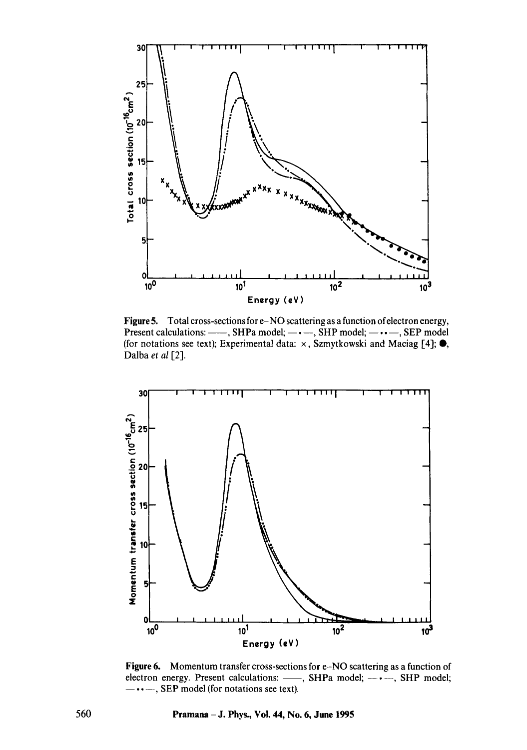**Figure 5.** Total cross-sections for e–NO scattering as a function of electron energy, Present calculations: ——, SHPa model; —•—, SHP model; —••—, SEP model (for notations see text); Experimental data: ×, Szmytkowski and Maciag [4]; ●, Dalba *et al* [2].

**Figure 6.** Momentum transfer cross-sections for e–NO scattering as a function of electron energy. Present calculations: ——, SHPa model; —•—, SHP model; —••—, SEP model (for notations see text).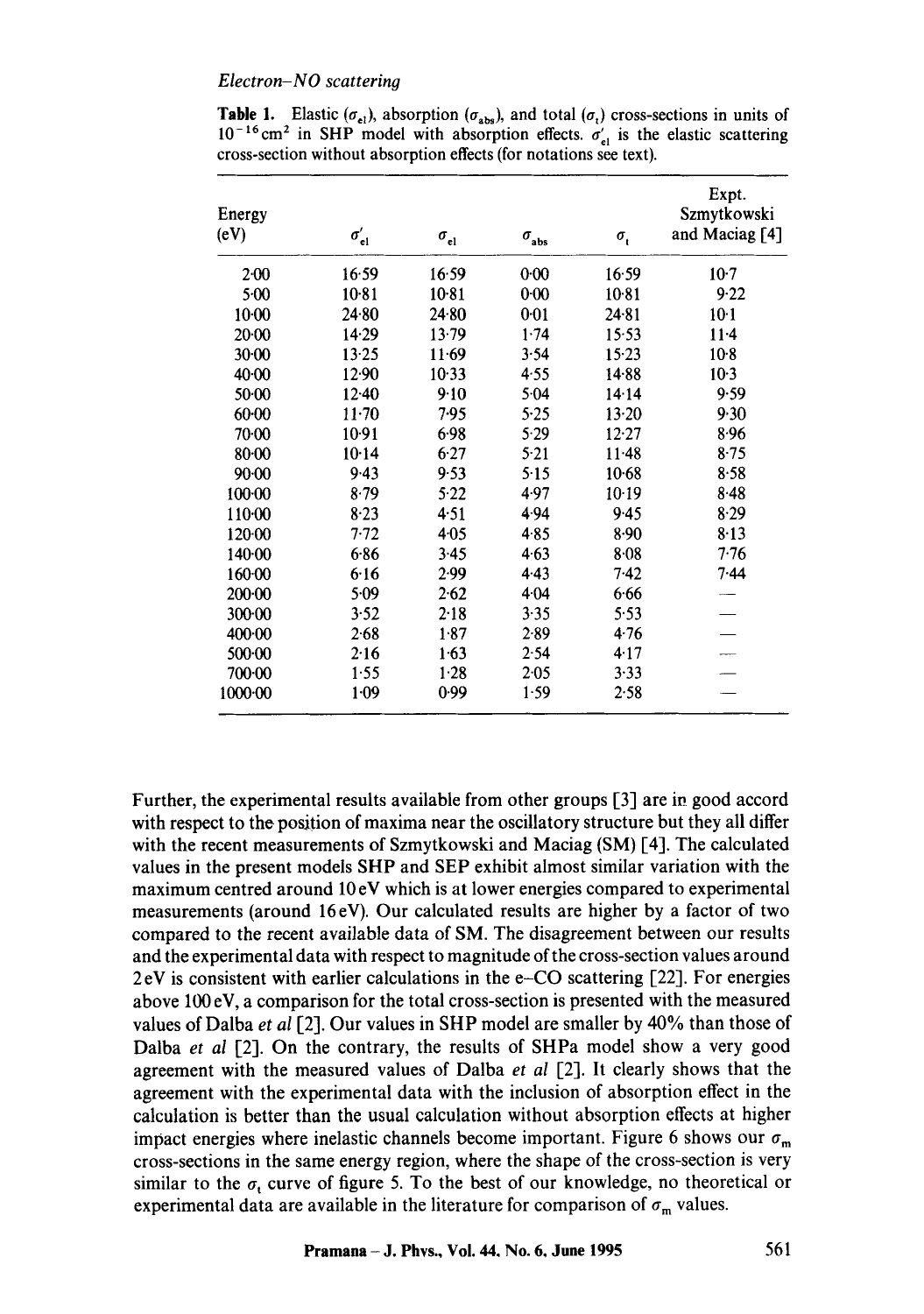**Table 1.** Elastic ($\sigma_{el}$), absorption ($\sigma_{abs}$), and total ($\sigma_t$) cross-sections in units of $10^{-16}\,cm^2$ in SHP model with absorption effects. $\sigma'_{el}$ is the elastic scattering cross-section without absorption effects (for notations see text).

| Energy (eV) | $\sigma'_{el}$ | $\sigma_{el}$ | $\sigma_{abs}$ | $\sigma_t$ | Expt. Szmytkowski and Maciag [4] |
|---|---|---|---|---|---|
| 2·00 | 16·59 | 16·59 | 0·00 | 16·59 | 10·7 |
| 5·00 | 10·81 | 10·81 | 0·00 | 10·81 | 9·22 |
| 10·00 | 24·80 | 24·80 | 0·01 | 24·81 | 10·1 |
| 20·00 | 14·29 | 13·79 | 1·74 | 15·53 | 11·4 |
| 30·00 | 13·25 | 11·69 | 3·54 | 15·23 | 10·8 |
| 40·00 | 12·90 | 10·33 | 4·55 | 14·88 | 10·3 |
| 50·00 | 12·40 | 9·10 | 5·04 | 14·14 | 9·59 |
| 60·00 | 11·70 | 7·95 | 5·25 | 13·20 | 9·30 |
| 70·00 | 10·91 | 6·98 | 5·29 | 12·27 | 8·96 |
| 80·00 | 10·14 | 6·27 | 5·21 | 11·48 | 8·75 |
| 90·00 | 9·43 | 9·53 | 5·15 | 10·68 | 8·58 |
| 100·00 | 8·79 | 5·22 | 4·97 | 10·19 | 8·48 |
| 110·00 | 8·23 | 4·51 | 4·94 | 9·45 | 8·29 |
| 120·00 | 7·72 | 4·05 | 4·85 | 8·90 | 8·13 |
| 140·00 | 6·86 | 3·45 | 4·63 | 8·08 | 7·76 |
| 160·00 | 6·16 | 2·99 | 4·43 | 7·42 | 7·44 |
| 200·00 | 5·09 | 2·62 | 4·04 | 6·66 | — |
| 300·00 | 3·52 | 2·18 | 3·35 | 5·53 | — |
| 400·00 | 2·68 | 1·87 | 2·89 | 4·76 | — |
| 500·00 | 2·16 | 1·63 | 2·54 | 4·17 | — |
| 700·00 | 1·55 | 1·28 | 2·05 | 3·33 | — |
| 1000·00 | 1·09 | 0·99 | 1·59 | 2·58 | — |

Further, the experimental results available from other groups [3] are in good accord with respect to the position of maxima near the oscillatory structure but they all differ with the recent measurements of Szmytkowski and Maciag (SM) [4]. The calculated values in the present models SHP and SEP exhibit almost similar variation with the maximum centred around 10 eV which is at lower energies compared to experimental measurements (around 16 eV). Our calculated results are higher by a factor of two compared to the recent available data of SM. The disagreement between our results and the experimental data with respect to magnitude of the cross-section values around 2 eV is consistent with earlier calculations in the e–CO scattering [22]. For energies above 100 eV, a comparison for the total cross-section is presented with the measured values of Dalba *et al* [2]. Our values in SHP model are smaller by 40% than those of Dalba *et al* [2]. On the contrary, the results of SHPa model show a very good agreement with the measured values of Dalba *et al* [2]. It clearly shows that the agreement with the experimental data with the inclusion of absorption effect in the calculation is better than the usual calculation without absorption effects at higher impact energies where inelastic channels become important. Figure 6 shows our $\sigma_m$ cross-sections in the same energy region, where the shape of the cross-section is very similar to the $\sigma_t$ curve of figure 5. To the best of our knowledge, no theoretical or experimental data are available in the literature for comparison of $\sigma_m$ values.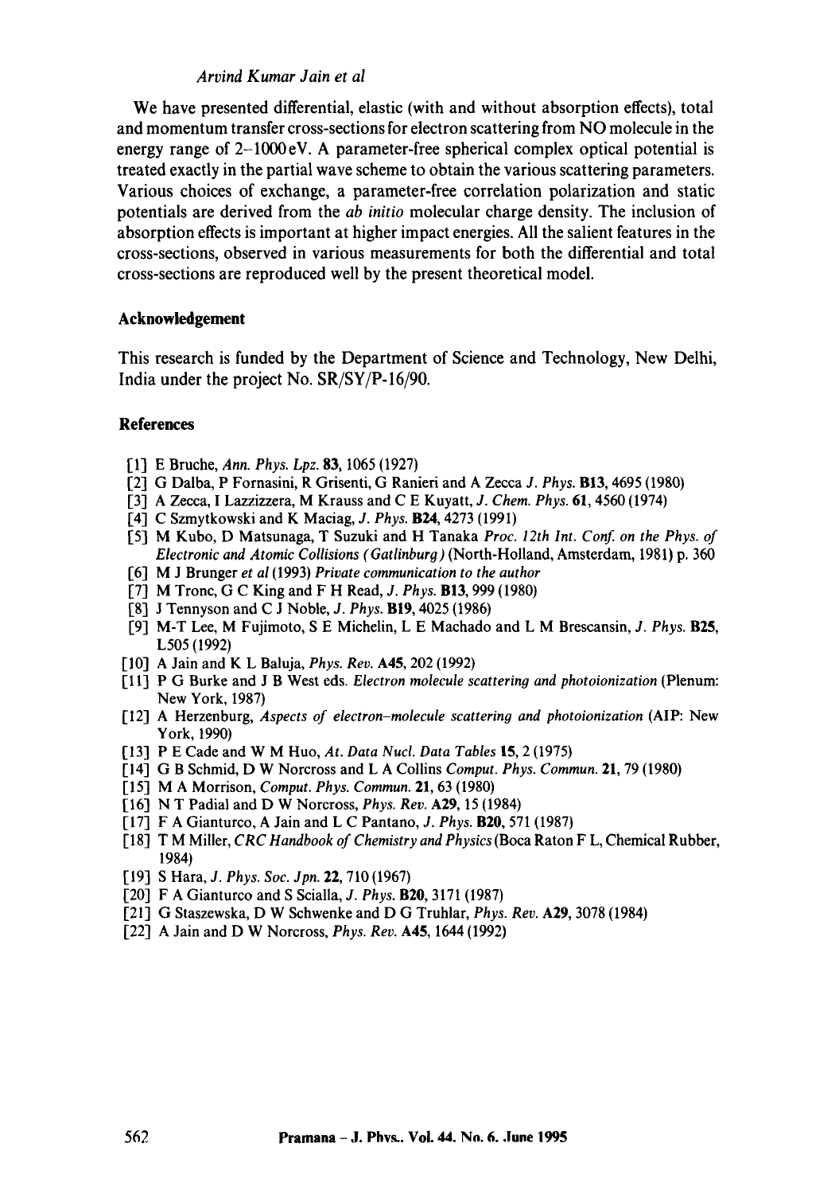We have presented differential, elastic (with and without absorption effects), total and momentum transfer cross-sections for electron scattering from NO molecule in the energy range of 2–1000 eV. A parameter-free spherical complex optical potential is treated exactly in the partial wave scheme to obtain the various scattering parameters. Various choices of exchange, a parameter-free correlation polarization and static potentials are derived from the *ab initio* molecular charge density. The inclusion of absorption effects is important at higher impact energies. All the salient features in the cross-sections, observed in various measurements for both the differential and total cross-sections are reproduced well by the present theoretical model.

## Acknowledgement

This research is funded by the Department of Science and Technology, New Delhi, India under the project No. SR/SY/P-16/90.

## References

[1] E Bruche, *Ann. Phys. Lpz.* **83**, 1065 (1927)

[2] G Dalba, P Fornasini, R Grisenti, G Ranieri and A Zecca *J. Phys.* **B13**, 4695 (1980)

[3] A Zecca, I Lazzizzera, M Krauss and C E Kuyatt, *J. Chem. Phys.* **61**, 4560 (1974)

[4] C Szmytkowski and K Maciag, *J. Phys.* **B24**, 4273 (1991)

[5] M Kubo, D Matsunaga, T Suzuki and H Tanaka *Proc. 12th Int. Conf. on the Phys. of Electronic and Atomic Collisions (Gatlinburg)* (North-Holland, Amsterdam, 1981) p. 360

[6] M J Brunger *et al* (1993) *Private communication to the author*

[7] M Tronc, G C King and F H Read, *J. Phys.* **B13**, 999 (1980)

[8] J Tennyson and C J Noble, *J. Phys.* **B19**, 4025 (1986)

[9] M-T Lee, M Fujimoto, S E Michelin, L E Machado and L M Brescansin, *J. Phys.* **B25**, L505 (1992)

[10] A Jain and K L Baluja, *Phys. Rev.* **A45**, 202 (1992)

[11] P G Burke and J B West eds. *Electron molecule scattering and photoionization* (Plenum: New York, 1987)

[12] A Herzenburg, *Aspects of electron–molecule scattering and photoionization* (AIP: New York, 1990)

[13] P E Cade and W M Huo, *At. Data Nucl. Data Tables* **15**, 2 (1975)

[14] G B Schmid, D W Norcross and L A Collins *Comput. Phys. Commun.* **21**, 79 (1980)

[15] M A Morrison, *Comput. Phys. Commun.* **21**, 63 (1980)

[16] N T Padial and D W Norcross, *Phys. Rev.* **A29**, 15 (1984)

[17] F A Gianturco, A Jain and L C Pantano, *J. Phys.* **B20**, 571 (1987)

[18] T M Miller, *CRC Handbook of Chemistry and Physics* (Boca Raton F L, Chemical Rubber, 1984)

[19] S Hara, *J. Phys. Soc. Jpn.* **22**, 710 (1967)

[20] F A Gianturco and S Scialla, *J. Phys.* **B20**, 3171 (1987)

[21] G Staszewska, D W Schwenke and D G Truhlar, *Phys. Rev.* **A29**, 3078 (1984)

[22] A Jain and D W Norcross, *Phys. Rev.* **A45**, 1644 (1992)